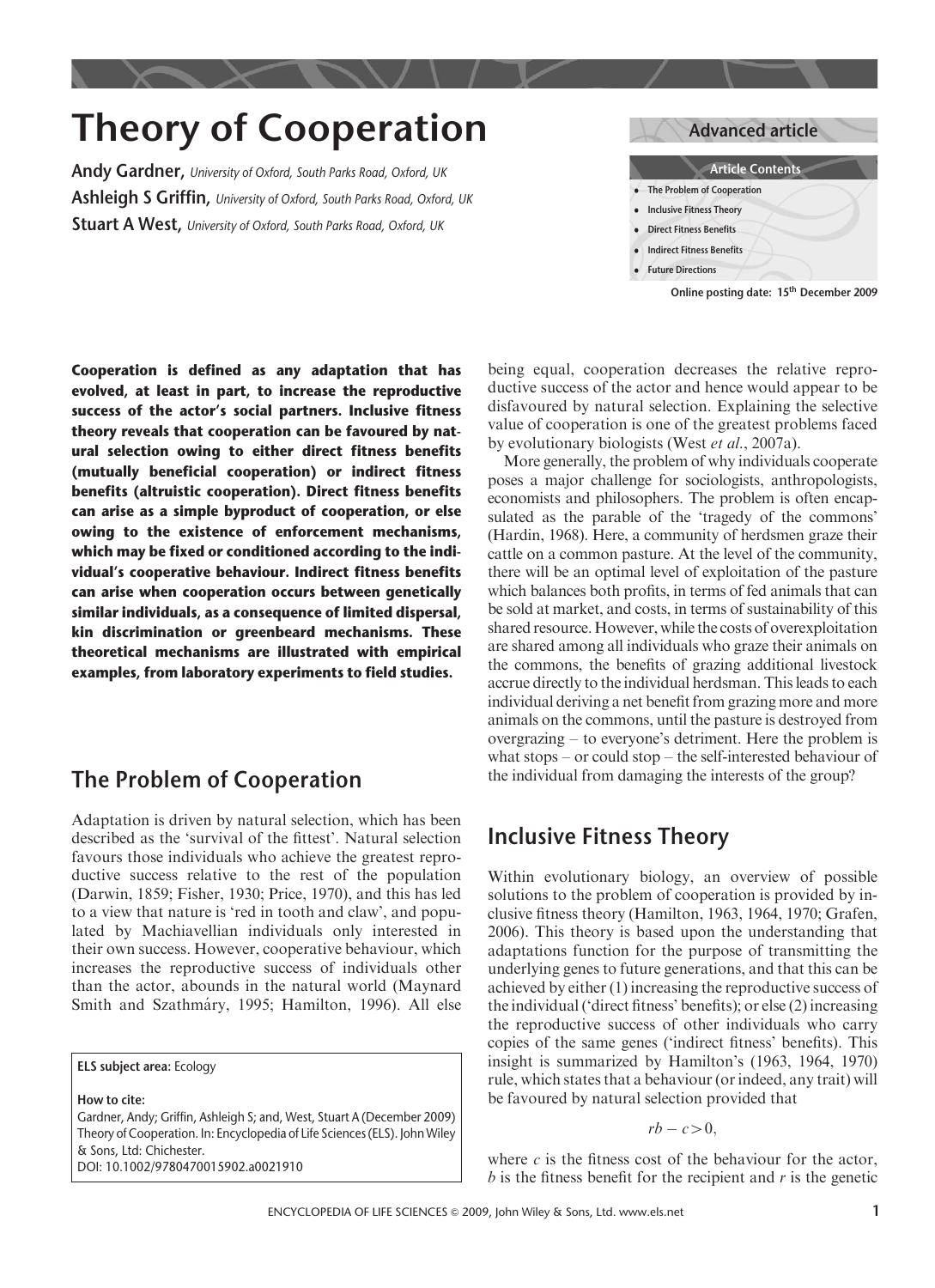# Theory of Cooperation

**Andy Gardner**, *University of Oxford, South Parks Road, Oxford, UK*
**Ashleigh S Griffin**, *University of Oxford, South Parks Road, Oxford, UK*
**Stuart A West**, *University of Oxford, South Parks Road, Oxford, UK*

**Advanced article**

**Article Contents**

- The Problem of Cooperation
- Inclusive Fitness Theory
- Direct Fitness Benefits
- Indirect Fitness Benefits
- Future Directions

Online posting date: 15th December 2009

**Cooperation is defined as any adaptation that has evolved, at least in part, to increase the reproductive success of the actor's social partners. Inclusive fitness theory reveals that cooperation can be favoured by natural selection owing to either direct fitness benefits (mutually beneficial cooperation) or indirect fitness benefits (altruistic cooperation). Direct fitness benefits can arise as a simple byproduct of cooperation, or else owing to the existence of enforcement mechanisms, which may be fixed or conditioned according to the individual's cooperative behaviour. Indirect fitness benefits can arise when cooperation occurs between genetically similar individuals, as a consequence of limited dispersal, kin discrimination or greenbeard mechanisms. These theoretical mechanisms are illustrated with empirical examples, from laboratory experiments to field studies.**

## The Problem of Cooperation

Adaptation is driven by natural selection, which has been described as the 'survival of the fittest'. Natural selection favours those individuals who achieve the greatest reproductive success relative to the rest of the population (Darwin, 1859; Fisher, 1930; Price, 1970), and this has led to a view that nature is 'red in tooth and claw', and populated by Machiavellian individuals only interested in their own success. However, cooperative behaviour, which increases the reproductive success of individuals other than the actor, abounds in the natural world (Maynard Smith and Szathmáry, 1995; Hamilton, 1996). All else being equal, cooperation decreases the relative reproductive success of the actor and hence would appear to be disfavoured by natural selection. Explaining the selective value of cooperation is one of the greatest problems faced by evolutionary biologists (West *et al.*, 2007a).

More generally, the problem of why individuals cooperate poses a major challenge for sociologists, anthropologists, economists and philosophers. The problem is often encapsulated as the parable of the 'tragedy of the commons' (Hardin, 1968). Here, a community of herdsmen graze their cattle on a common pasture. At the level of the community, there will be an optimal level of exploitation of the pasture which balances both profits, in terms of fed animals that can be sold at market, and costs, in terms of sustainability of this shared resource. However, while the costs of overexploitation are shared among all individuals who graze their animals on the commons, the benefits of grazing additional livestock accrue directly to the individual herdsman. This leads to each individual deriving a net benefit from grazing more and more animals on the commons, until the pasture is destroyed from overgrazing – to everyone's detriment. Here the problem is what stops – or could stop – the self-interested behaviour of the individual from damaging the interests of the group?

## Inclusive Fitness Theory

Within evolutionary biology, an overview of possible solutions to the problem of cooperation is provided by inclusive fitness theory (Hamilton, 1963, 1964, 1970; Grafen, 2006). This theory is based upon the understanding that adaptations function for the purpose of transmitting the underlying genes to future generations, and that this can be achieved by either (1) increasing the reproductive success of the individual ('direct fitness' benefits); or else (2) increasing the reproductive success of other individuals who carry copies of the same genes ('indirect fitness' benefits). This insight is summarized by Hamilton's (1963, 1964, 1970) rule, which states that a behaviour (or indeed, any trait) will be favoured by natural selection provided that

$$rb - c > 0,$$

where $c$ is the fitness cost of the behaviour for the actor, $b$ is the fitness benefit for the recipient and $r$ is the genetic

**ELS subject area:** Ecology

**How to cite:**
Gardner, Andy; Griffin, Ashleigh S; and, West, Stuart A (December 2009) Theory of Cooperation. In: Encyclopedia of Life Sciences (ELS). John Wiley & Sons, Ltd: Chichester.
DOI: 10.1002/9780470015902.a0021910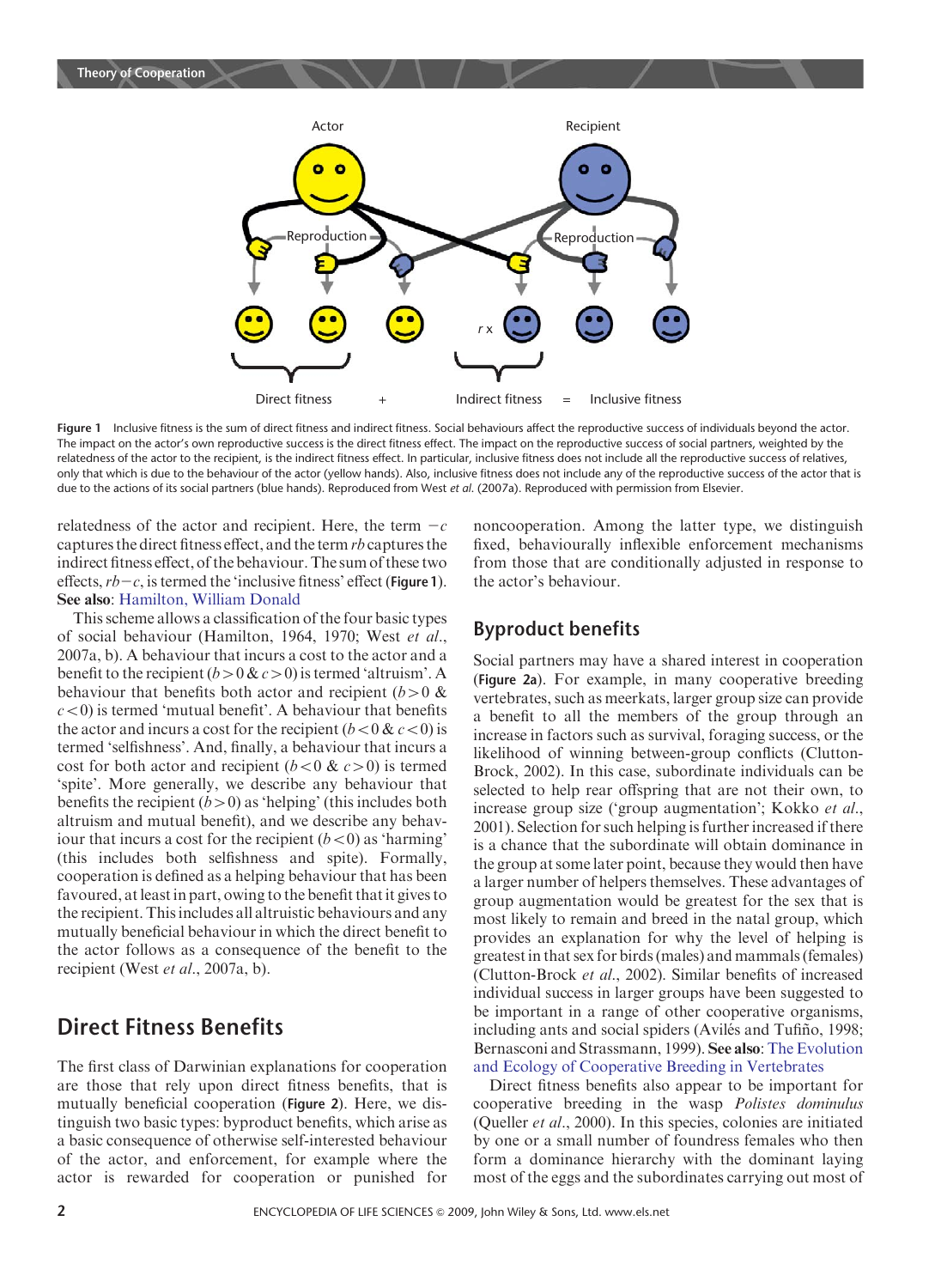Figure 1 Inclusive fitness is the sum of direct fitness and indirect fitness. Social behaviours affect the reproductive success of individuals beyond the actor. The impact on the actor's own reproductive success is the direct fitness effect. The impact on the reproductive success of social partners, weighted by the relatedness of the actor to the recipient, is the indirect fitness effect. In particular, inclusive fitness does not include all the reproductive success of relatives, only that which is due to the behaviour of the actor (yellow hands). Also, inclusive fitness does not include any of the reproductive success of the actor that is due to the actions of its social partners (blue hands). Reproduced from West *et al.* (2007a). Reproduced with permission from Elsevier.

relatedness of the actor and recipient. Here, the term $-c$ captures the direct fitness effect, and the term $rb$ captures the indirect fitness effect, of the behaviour. The sum of these two effects, $rb-c$, is termed the 'inclusive fitness' effect (**Figure 1**). **See also**: Hamilton, William Donald

This scheme allows a classification of the four basic types of social behaviour (Hamilton, 1964, 1970; West *et al.*, 2007a, b). A behaviour that incurs a cost to the actor and a benefit to the recipient ($b>0$ & $c>0$) is termed 'altruism'. A behaviour that benefits both actor and recipient ($b>0$ & $c<0$) is termed 'mutual benefit'. A behaviour that benefits the actor and incurs a cost for the recipient ($b<0$ & $c<0$) is termed 'selfishness'. And, finally, a behaviour that incurs a cost for both actor and recipient ($b<0$ & $c>0$) is termed 'spite'. More generally, we describe any behaviour that benefits the recipient ($b>0$) as 'helping' (this includes both altruism and mutual benefit), and we describe any behaviour that incurs a cost for the recipient ($b<0$) as 'harming' (this includes both selfishness and spite). Formally, cooperation is defined as a helping behaviour that has been favoured, at least in part, owing to the benefit that it gives to the recipient. This includes all altruistic behaviours and any mutually beneficial behaviour in which the direct benefit to the actor follows as a consequence of the benefit to the recipient (West *et al.*, 2007a, b).

## Direct Fitness Benefits

The first class of Darwinian explanations for cooperation are those that rely upon direct fitness benefits, that is mutually beneficial cooperation (**Figure 2**). Here, we distinguish two basic types: byproduct benefits, which arise as a basic consequence of otherwise self-interested behaviour of the actor, and enforcement, for example where the actor is rewarded for cooperation or punished for noncooperation. Among the latter type, we distinguish fixed, behaviourally inflexible enforcement mechanisms from those that are conditionally adjusted in response to the actor's behaviour.

## Byproduct benefits

Social partners may have a shared interest in cooperation (**Figure 2a**). For example, in many cooperative breeding vertebrates, such as meerkats, larger group size can provide a benefit to all the members of the group through an increase in factors such as survival, foraging success, or the likelihood of winning between-group conflicts (Clutton-Brock, 2002). In this case, subordinate individuals can be selected to help rear offspring that are not their own, to increase group size ('group augmentation'; Kokko *et al.*, 2001). Selection for such helping is further increased if there is a chance that the subordinate will obtain dominance in the group at some later point, because they would then have a larger number of helpers themselves. These advantages of group augmentation would be greatest for the sex that is most likely to remain and breed in the natal group, which provides an explanation for why the level of helping is greatest in that sex for birds (males) and mammals (females) (Clutton-Brock *et al.*, 2002). Similar benefits of increased individual success in larger groups have been suggested to be important in a range of other cooperative organisms, including ants and social spiders (Avilés and Tufiño, 1998; Bernasconi and Strassmann, 1999). **See also**: The Evolution and Ecology of Cooperative Breeding in Vertebrates

Direct fitness benefits also appear to be important for cooperative breeding in the wasp *Polistes dominulus* (Queller *et al.*, 2000). In this species, colonies are initiated by one or a small number of foundress females who then form a dominance hierarchy with the dominant laying most of the eggs and the subordinates carrying out most of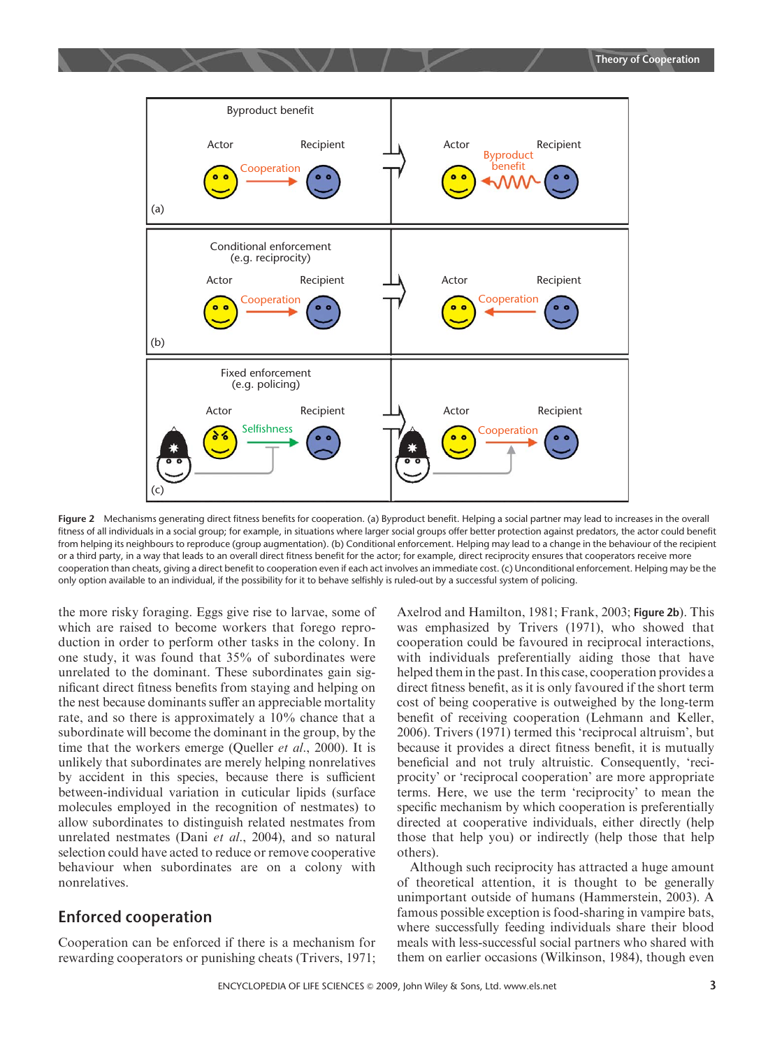Figure 2 Mechanisms generating direct fitness benefits for cooperation. (a) Byproduct benefit. Helping a social partner may lead to increases in the overall fitness of all individuals in a social group; for example, in situations where larger social groups offer better protection against predators, the actor could benefit from helping its neighbours to reproduce (group augmentation). (b) Conditional enforcement. Helping may lead to a change in the behaviour of the recipient or a third party, in a way that leads to an overall direct fitness benefit for the actor; for example, direct reciprocity ensures that cooperators receive more cooperation than cheats, giving a direct benefit to cooperation even if each act involves an immediate cost. (c) Unconditional enforcement. Helping may be the only option available to an individual, if the possibility for it to behave selfishly is ruled-out by a successful system of policing.

the more risky foraging. Eggs give rise to larvae, some of which are raised to become workers that forego reproduction in order to perform other tasks in the colony. In one study, it was found that 35% of subordinates were unrelated to the dominant. These subordinates gain significant direct fitness benefits from staying and helping on the nest because dominants suffer an appreciable mortality rate, and so there is approximately a 10% chance that a subordinate will become the dominant in the group, by the time that the workers emerge (Queller *et al*., 2000). It is unlikely that subordinates are merely helping nonrelatives by accident in this species, because there is sufficient between-individual variation in cuticular lipids (surface molecules employed in the recognition of nestmates) to allow subordinates to distinguish related nestmates from unrelated nestmates (Dani *et al*., 2004), and so natural selection could have acted to reduce or remove cooperative behaviour when subordinates are on a colony with nonrelatives.

## Enforced cooperation

Cooperation can be enforced if there is a mechanism for rewarding cooperators or punishing cheats (Trivers, 1971; Axelrod and Hamilton, 1981; Frank, 2003; **Figure 2b**). This was emphasized by Trivers (1971), who showed that cooperation could be favoured in reciprocal interactions, with individuals preferentially aiding those that have helped them in the past. In this case, cooperation provides a direct fitness benefit, as it is only favoured if the short term cost of being cooperative is outweighed by the long-term benefit of receiving cooperation (Lehmann and Keller, 2006). Trivers (1971) termed this 'reciprocal altruism', but because it provides a direct fitness benefit, it is mutually beneficial and not truly altruistic. Consequently, 'reciprocity' or 'reciprocal cooperation' are more appropriate terms. Here, we use the term 'reciprocity' to mean the specific mechanism by which cooperation is preferentially directed at cooperative individuals, either directly (help those that help you) or indirectly (help those that help others).

Although such reciprocity has attracted a huge amount of theoretical attention, it is thought to be generally unimportant outside of humans (Hammerstein, 2003). A famous possible exception is food-sharing in vampire bats, where successfully feeding individuals share their blood meals with less-successful social partners who shared with them on earlier occasions (Wilkinson, 1984), though even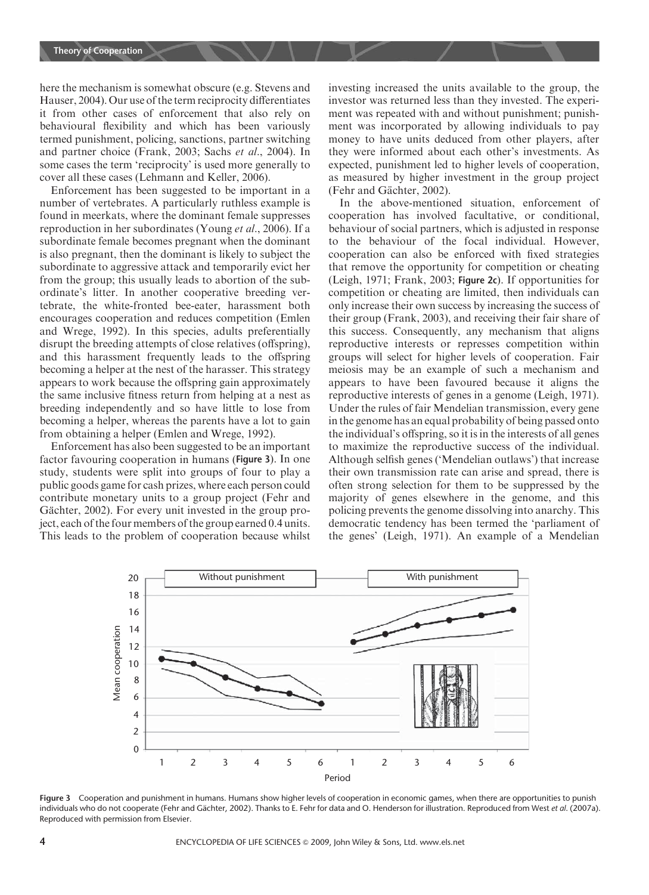here the mechanism is somewhat obscure (e.g. Stevens and Hauser, 2004). Our use of the term reciprocity differentiates it from other cases of enforcement that also rely on behavioural flexibility and which has been variously termed punishment, policing, sanctions, partner switching and partner choice (Frank, 2003; Sachs *et al*., 2004). In some cases the term 'reciprocity' is used more generally to cover all these cases (Lehmann and Keller, 2006).

Enforcement has been suggested to be important in a number of vertebrates. A particularly ruthless example is found in meerkats, where the dominant female suppresses reproduction in her subordinates (Young *et al*., 2006). If a subordinate female becomes pregnant when the dominant is also pregnant, then the dominant is likely to subject the subordinate to aggressive attack and temporarily evict her from the group; this usually leads to abortion of the subordinate's litter. In another cooperative breeding vertebrate, the white-fronted bee-eater, harassment both encourages cooperation and reduces competition (Emlen and Wrege, 1992). In this species, adults preferentially disrupt the breeding attempts of close relatives (offspring), and this harassment frequently leads to the offspring becoming a helper at the nest of the harasser. This strategy appears to work because the offspring gain approximately the same inclusive fitness return from helping at a nest as breeding independently and so have little to lose from becoming a helper, whereas the parents have a lot to gain from obtaining a helper (Emlen and Wrege, 1992).

Enforcement has also been suggested to be an important factor favouring cooperation in humans (**Figure 3**). In one study, students were split into groups of four to play a public goods game for cash prizes, where each person could contribute monetary units to a group project (Fehr and Gächter, 2002). For every unit invested in the group project, each of the four members of the group earned 0.4 units. This leads to the problem of cooperation because whilst investing increased the units available to the group, the investor was returned less than they invested. The experiment was repeated with and without punishment; punishment was incorporated by allowing individuals to pay money to have units deduced from other players, after they were informed about each other's investments. As expected, punishment led to higher levels of cooperation, as measured by higher investment in the group project (Fehr and Gächter, 2002).

In the above-mentioned situation, enforcement of cooperation has involved facultative, or conditional, behaviour of social partners, which is adjusted in response to the behaviour of the focal individual. However, cooperation can also be enforced with fixed strategies that remove the opportunity for competition or cheating (Leigh, 1971; Frank, 2003; **Figure 2c**). If opportunities for competition or cheating are limited, then individuals can only increase their own success by increasing the success of their group (Frank, 2003), and receiving their fair share of this success. Consequently, any mechanism that aligns reproductive interests or represses competition within groups will select for higher levels of cooperation. Fair meiosis may be an example of such a mechanism and appears to have been favoured because it aligns the reproductive interests of genes in a genome (Leigh, 1971). Under the rules of fair Mendelian transmission, every gene in the genome has an equal probability of being passed onto the individual's offspring, so it is in the interests of all genes to maximize the reproductive success of the individual. Although selfish genes ('Mendelian outlaws') that increase their own transmission rate can arise and spread, there is often strong selection for them to be suppressed by the majority of genes elsewhere in the genome, and this policing prevents the genome dissolving into anarchy. This democratic tendency has been termed the 'parliament of the genes' (Leigh, 1971). An example of a Mendelian

Without punishment
With punishment
Mean cooperation
0
2
4
6
8
10
12
14
16
18
20
1 2 3 4 5 6 1 2 3 4 5 6
Period

**Figure 3** Cooperation and punishment in humans. Humans show higher levels of cooperation in economic games, when there are opportunities to punish individuals who do not cooperate (Fehr and Gächter, 2002). Thanks to E. Fehr for data and O. Henderson for illustration. Reproduced from West *et al*. (2007a). Reproduced with permission from Elsevier.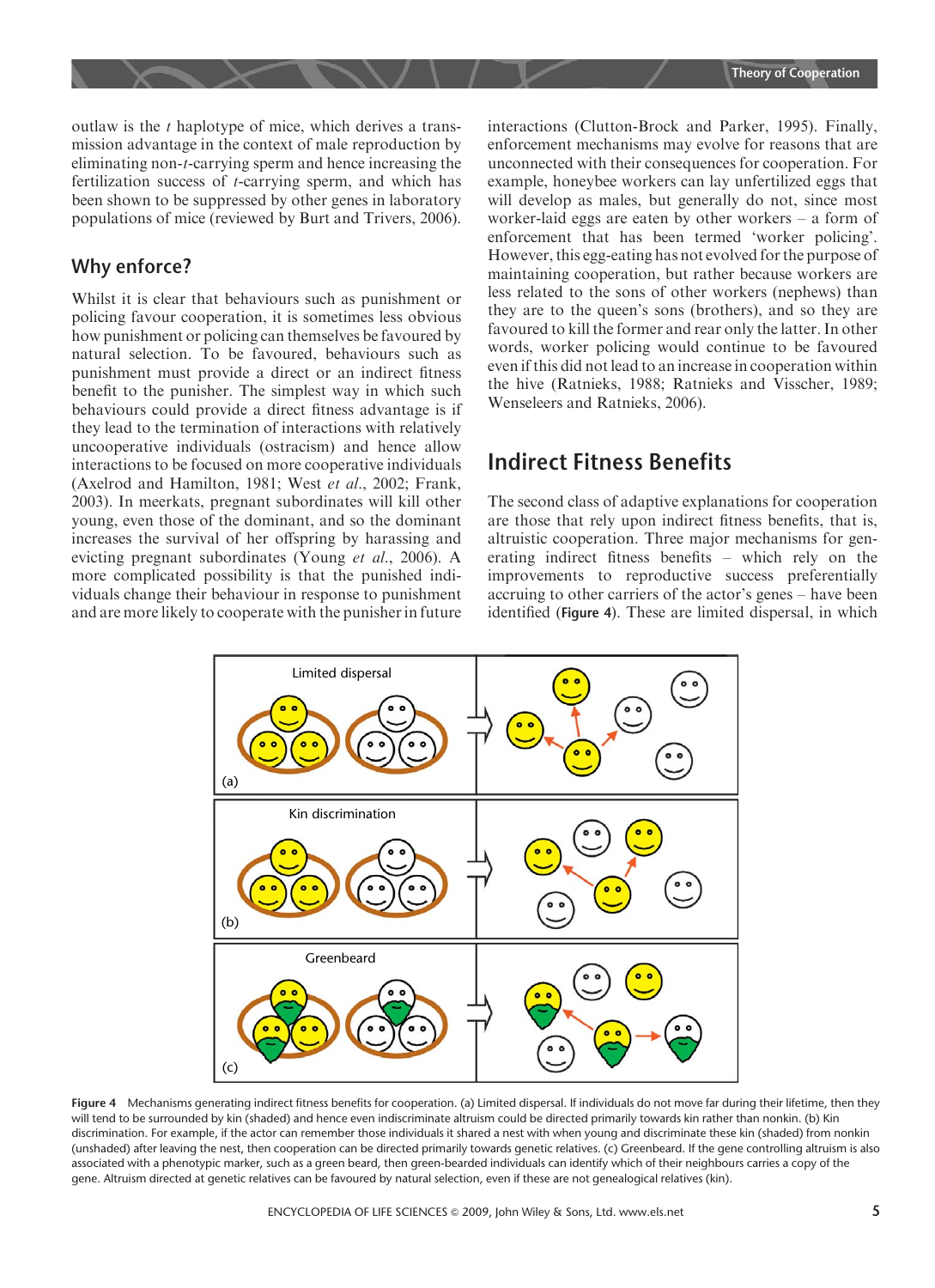outlaw is the *t* haplotype of mice, which derives a transmission advantage in the context of male reproduction by eliminating non-*t*-carrying sperm and hence increasing the fertilization success of *t*-carrying sperm, and which has been shown to be suppressed by other genes in laboratory populations of mice (reviewed by Burt and Trivers, 2006).

## Why enforce?

Whilst it is clear that behaviours such as punishment or policing favour cooperation, it is sometimes less obvious how punishment or policing can themselves be favoured by natural selection. To be favoured, behaviours such as punishment must provide a direct or an indirect fitness benefit to the punisher. The simplest way in which such behaviours could provide a direct fitness advantage is if they lead to the termination of interactions with relatively uncooperative individuals (ostracism) and hence allow interactions to be focused on more cooperative individuals (Axelrod and Hamilton, 1981; West *et al*., 2002; Frank, 2003). In meerkats, pregnant subordinates will kill other young, even those of the dominant, and so the dominant increases the survival of her offspring by harassing and evicting pregnant subordinates (Young *et al*., 2006). A more complicated possibility is that the punished individuals change their behaviour in response to punishment and are more likely to cooperate with the punisher in future interactions (Clutton-Brock and Parker, 1995). Finally, enforcement mechanisms may evolve for reasons that are unconnected with their consequences for cooperation. For example, honeybee workers can lay unfertilized eggs that will develop as males, but generally do not, since most worker-laid eggs are eaten by other workers – a form of enforcement that has been termed 'worker policing'. However, this egg-eating has not evolved for the purpose of maintaining cooperation, but rather because workers are less related to the sons of other workers (nephews) than they are to the queen's sons (brothers), and so they are favoured to kill the former and rear only the latter. In other words, worker policing would continue to be favoured even if this did not lead to an increase in cooperation within the hive (Ratnieks, 1988; Ratnieks and Visscher, 1989; Wenseleers and Ratnieks, 2006).

# Indirect Fitness Benefits

The second class of adaptive explanations for cooperation are those that rely upon indirect fitness benefits, that is, altruistic cooperation. Three major mechanisms for generating indirect fitness benefits – which rely on the improvements to reproductive success preferentially accruing to other carriers of the actor's genes – have been identified (**Figure 4**). These are limited dispersal, in which

Limited dispersal
(a)
Kin discrimination
(b)
Greenbeard
(c)

**Figure 4** Mechanisms generating indirect fitness benefits for cooperation. (a) Limited dispersal. If individuals do not move far during their lifetime, then they will tend to be surrounded by kin (shaded) and hence even indiscriminate altruism could be directed primarily towards kin rather than nonkin. (b) Kin discrimination. For example, if the actor can remember those individuals it shared a nest with when young and discriminate these kin (shaded) from nonkin (unshaded) after leaving the nest, then cooperation can be directed primarily towards genetic relatives. (c) Greenbeard. If the gene controlling altruism is also associated with a phenotypic marker, such as a green beard, then green-bearded individuals can identify which of their neighbours carries a copy of the gene. Altruism directed at genetic relatives can be favoured by natural selection, even if these are not genealogical relatives (kin).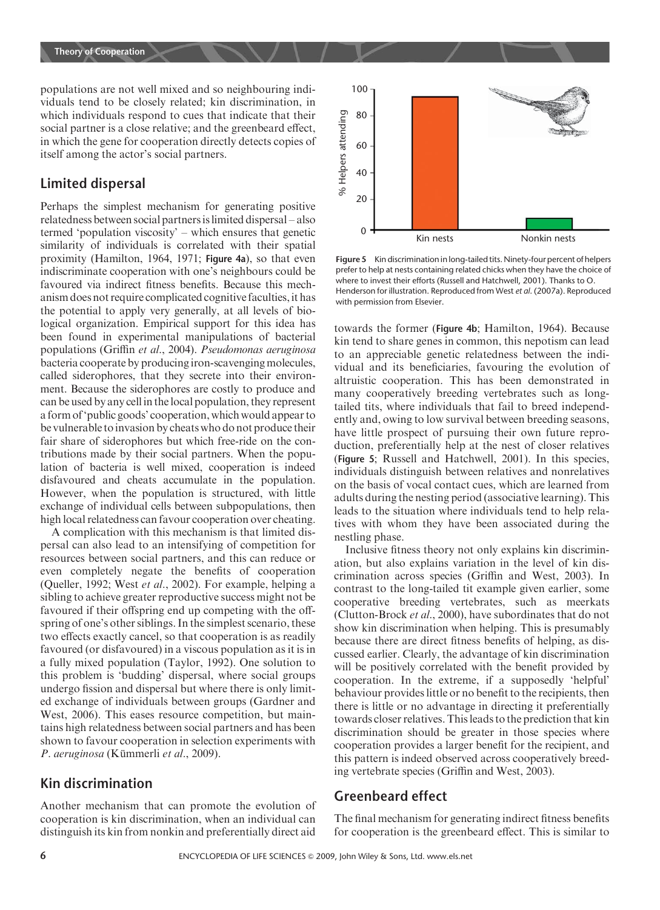populations are not well mixed and so neighbouring individuals tend to be closely related; kin discrimination, in which individuals respond to cues that indicate that their social partner is a close relative; and the greenbeard effect, in which the gene for cooperation directly detects copies of itself among the actor's social partners.

## Limited dispersal

Perhaps the simplest mechanism for generating positive relatedness between social partners is limited dispersal – also termed 'population viscosity' – which ensures that genetic similarity of individuals is correlated with their spatial proximity (Hamilton, 1964, 1971; **Figure 4a**), so that even indiscriminate cooperation with one's neighbours could be favoured via indirect fitness benefits. Because this mechanism does not require complicated cognitive faculties, it has the potential to apply very generally, at all levels of biological organization. Empirical support for this idea has been found in experimental manipulations of bacterial populations (Griffin *et al*., 2004). *Pseudomonas aeruginosa* bacteria cooperate by producing iron-scavenging molecules, called siderophores, that they secrete into their environment. Because the siderophores are costly to produce and can be used by any cell in the local population, they represent a form of 'public goods' cooperation, which would appear to be vulnerable to invasion by cheats who do not produce their fair share of siderophores but which free-ride on the contributions made by their social partners. When the population of bacteria is well mixed, cooperation is indeed disfavoured and cheats accumulate in the population. However, when the population is structured, with little exchange of individual cells between subpopulations, then high local relatedness can favour cooperation over cheating.

A complication with this mechanism is that limited dispersal can also lead to an intensifying of competition for resources between social partners, and this can reduce or even completely negate the benefits of cooperation (Queller, 1992; West *et al*., 2002). For example, helping a sibling to achieve greater reproductive success might not be favoured if their offspring end up competing with the offspring of one's other siblings. In the simplest scenario, these two effects exactly cancel, so that cooperation is as readily favoured (or disfavoured) in a viscous population as it is in a fully mixed population (Taylor, 1992). One solution to this problem is 'budding' dispersal, where social groups undergo fission and dispersal but where there is only limited exchange of individuals between groups (Gardner and West, 2006). This eases resource competition, but maintains high relatedness between social partners and has been shown to favour cooperation in selection experiments with *P. aeruginosa* (Kümmerli *et al*., 2009).

## Kin discrimination

Another mechanism that can promote the evolution of cooperation is kin discrimination, when an individual can distinguish its kin from nonkin and preferentially direct aid towards the former (**Figure 4b**; Hamilton, 1964). Because kin tend to share genes in common, this nepotism can lead to an appreciable genetic relatedness between the individual and its beneficiaries, favouring the evolution of altruistic cooperation. This has been demonstrated in many cooperatively breeding vertebrates such as long-tailed tits, where individuals that fail to breed independently and, owing to low survival between breeding seasons, have little prospect of pursuing their own future reproduction, preferentially help at the nest of closer relatives (**Figure 5**; Russell and Hatchwell, 2001). In this species, individuals distinguish between relatives and nonrelatives on the basis of vocal contact cues, which are learned from adults during the nesting period (associative learning). This leads to the situation where individuals tend to help relatives with whom they have been associated during the nestling phase.

**Figure 5** Kin discrimination in long-tailed tits. Ninety-four percent of helpers prefer to help at nests containing related chicks when they have the choice of where to invest their efforts (Russell and Hatchwell, 2001). Thanks to O. Henderson for illustration. Reproduced from West *et al*. (2007a). Reproduced with permission from Elsevier.

Inclusive fitness theory not only explains kin discrimination, but also explains variation in the level of kin discrimination across species (Griffin and West, 2003). In contrast to the long-tailed tit example given earlier, some cooperative breeding vertebrates, such as meerkats (Clutton-Brock *et al*., 2000), have subordinates that do not show kin discrimination when helping. This is presumably because there are direct fitness benefits of helping, as discussed earlier. Clearly, the advantage of kin discrimination will be positively correlated with the benefit provided by cooperation. In the extreme, if a supposedly 'helpful' behaviour provides little or no benefit to the recipients, then there is little or no advantage in directing it preferentially towards closer relatives. This leads to the prediction that kin discrimination should be greater in those species where cooperation provides a larger benefit for the recipient, and this pattern is indeed observed across cooperatively breeding vertebrate species (Griffin and West, 2003).

## Greenbeard effect

The final mechanism for generating indirect fitness benefits for cooperation is the greenbeard effect. This is similar to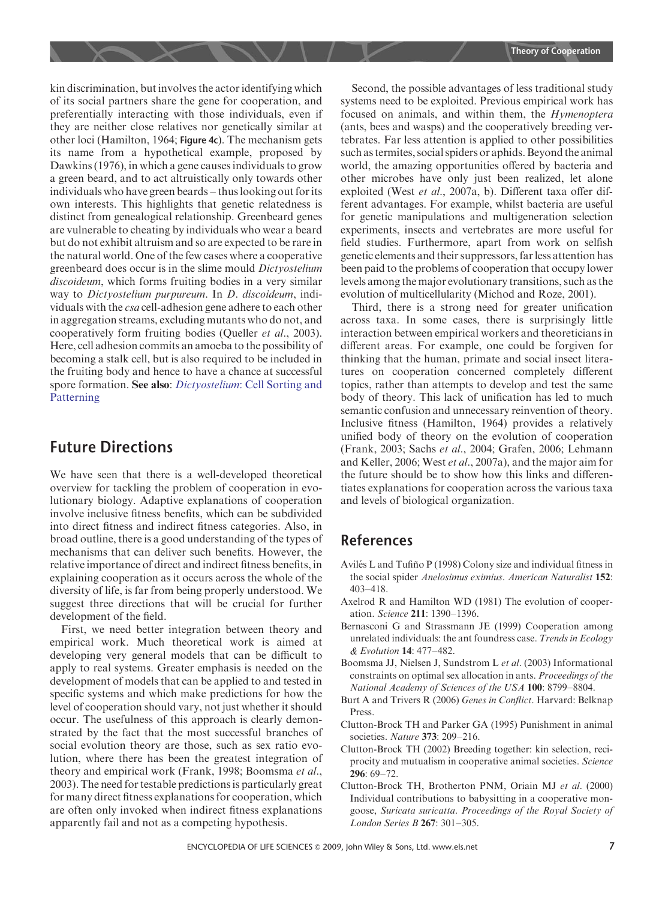kin discrimination, but involves the actor identifying which of its social partners share the gene for cooperation, and preferentially interacting with those individuals, even if they are neither close relatives nor genetically similar at other loci (Hamilton, 1964; **Figure 4c**). The mechanism gets its name from a hypothetical example, proposed by Dawkins (1976), in which a gene causes individuals to grow a green beard, and to act altruistically only towards other individuals who have green beards – thus looking out for its own interests. This highlights that genetic relatedness is distinct from genealogical relationship. Greenbeard genes are vulnerable to cheating by individuals who wear a beard but do not exhibit altruism and so are expected to be rare in the natural world. One of the few cases where a cooperative greenbeard does occur is in the slime mould *Dictyostelium discoideum*, which forms fruiting bodies in a very similar way to *Dictyostelium purpureum*. In *D. discoideum*, individuals with the *csa* cell-adhesion gene adhere to each other in aggregation streams, excluding mutants who do not, and cooperatively form fruiting bodies (Queller *et al*., 2003). Here, cell adhesion commits an amoeba to the possibility of becoming a stalk cell, but is also required to be included in the fruiting body and hence to have a chance at successful spore formation. **See also**: *Dictyostelium*: Cell Sorting and Patterning

## Future Directions

We have seen that there is a well-developed theoretical overview for tackling the problem of cooperation in evolutionary biology. Adaptive explanations of cooperation involve inclusive fitness benefits, which can be subdivided into direct fitness and indirect fitness categories. Also, in broad outline, there is a good understanding of the types of mechanisms that can deliver such benefits. However, the relative importance of direct and indirect fitness benefits, in explaining cooperation as it occurs across the whole of the diversity of life, is far from being properly understood. We suggest three directions that will be crucial for further development of the field.

First, we need better integration between theory and empirical work. Much theoretical work is aimed at developing very general models that can be difficult to apply to real systems. Greater emphasis is needed on the development of models that can be applied to and tested in specific systems and which make predictions for how the level of cooperation should vary, not just whether it should occur. The usefulness of this approach is clearly demonstrated by the fact that the most successful branches of social evolution theory are those, such as sex ratio evolution, where there has been the greatest integration of theory and empirical work (Frank, 1998; Boomsma *et al*., 2003). The need for testable predictions is particularly great for many direct fitness explanations for cooperation, which are often only invoked when indirect fitness explanations apparently fail and not as a competing hypothesis.

Second, the possible advantages of less traditional study systems need to be exploited. Previous empirical work has focused on animals, and within them, the *Hymenoptera* (ants, bees and wasps) and the cooperatively breeding vertebrates. Far less attention is applied to other possibilities such as termites, social spiders or aphids. Beyond the animal world, the amazing opportunities offered by bacteria and other microbes have only just been realized, let alone exploited (West *et al*., 2007a, b). Different taxa offer different advantages. For example, whilst bacteria are useful for genetic manipulations and multigeneration selection experiments, insects and vertebrates are more useful for field studies. Furthermore, apart from work on selfish genetic elements and their suppressors, far less attention has been paid to the problems of cooperation that occupy lower levels among the major evolutionary transitions, such as the evolution of multicellularity (Michod and Roze, 2001).

Third, there is a strong need for greater unification across taxa. In some cases, there is surprisingly little interaction between empirical workers and theoreticians in different areas. For example, one could be forgiven for thinking that the human, primate and social insect literatures on cooperation concerned completely different topics, rather than attempts to develop and test the same body of theory. This lack of unification has led to much semantic confusion and unnecessary reinvention of theory. Inclusive fitness (Hamilton, 1964) provides a relatively unified body of theory on the evolution of cooperation (Frank, 2003; Sachs *et al*., 2004; Grafen, 2006; Lehmann and Keller, 2006; West *et al*., 2007a), and the major aim for the future should be to show how this links and differentiates explanations for cooperation across the various taxa and levels of biological organization.

## References

Avilés L and Tufiño P (1998) Colony size and individual fitness in the social spider *Anelosimus eximius*. *American Naturalist* **152**: 403–418.

Axelrod R and Hamilton WD (1981) The evolution of cooperation. *Science* **211**: 1390–1396.

Bernasconi G and Strassmann JE (1999) Cooperation among unrelated individuals: the ant foundress case. *Trends in Ecology & Evolution* **14**: 477–482.

Boomsma JJ, Nielsen J, Sundstrom L *et al*. (2003) Informational constraints on optimal sex allocation in ants. *Proceedings of the National Academy of Sciences of the USA* **100**: 8799–8804.

Burt A and Trivers R (2006) *Genes in Conflict*. Harvard: Belknap Press.

Clutton-Brock TH and Parker GA (1995) Punishment in animal societies. *Nature* **373**: 209–216.

Clutton-Brock TH (2002) Breeding together: kin selection, reciprocity and mutualism in cooperative animal societies. *Science* **296**: 69–72.

Clutton-Brock TH, Brotherton PNM, Oriain MJ *et al*. (2000) Individual contributions to babysitting in a cooperative mongoose, *Suricata suricatta*. *Proceedings of the Royal Society of London Series B* **267**: 301–305.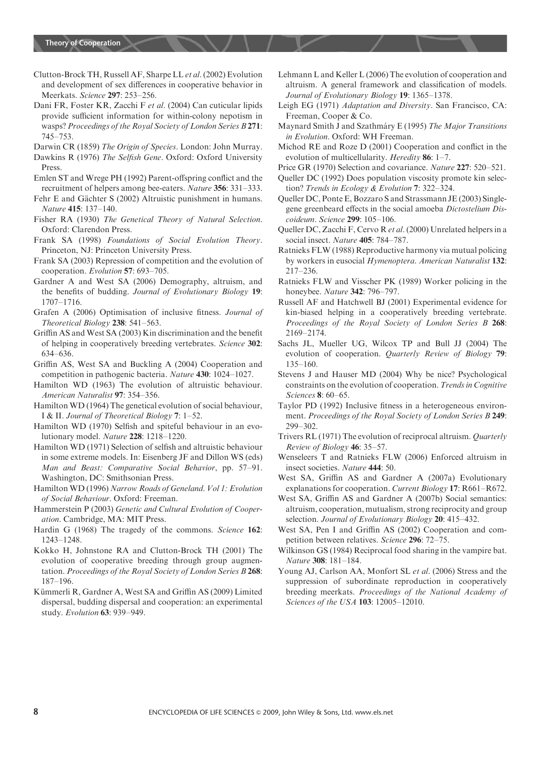Clutton-Brock TH, Russell AF, Sharpe LL *et al*. (2002) Evolution and development of sex differences in cooperative behavior in Meerkats. *Science* **297**: 253–256.

Dani FR, Foster KR, Zacchi F *et al*. (2004) Can cuticular lipids provide sufficient information for within-colony nepotism in wasps? *Proceedings of the Royal Society of London Series B* **271**: 745–753.

Darwin CR (1859) *The Origin of Species*. London: John Murray.

Dawkins R (1976) *The Selfish Gene*. Oxford: Oxford University Press.

Emlen ST and Wrege PH (1992) Parent-offspring conflict and the recruitment of helpers among bee-eaters. *Nature* **356**: 331–333.

Fehr E and Gächter S (2002) Altruistic punishment in humans. *Nature* **415**: 137–140.

Fisher RA (1930) *The Genetical Theory of Natural Selection*. Oxford: Clarendon Press.

Frank SA (1998) *Foundations of Social Evolution Theory*. Princeton, NJ: Princeton University Press.

Frank SA (2003) Repression of competition and the evolution of cooperation. *Evolution* **57**: 693–705.

Gardner A and West SA (2006) Demography, altruism, and the benefits of budding. *Journal of Evolutionary Biology* **19**: 1707–1716.

Grafen A (2006) Optimisation of inclusive fitness. *Journal of Theoretical Biology* **238**: 541–563.

Griffin AS and West SA (2003) Kin discrimination and the benefit of helping in cooperatively breeding vertebrates. *Science* **302**: 634–636.

Griffin AS, West SA and Buckling A (2004) Cooperation and competition in pathogenic bacteria. *Nature* **430**: 1024–1027.

Hamilton WD (1963) The evolution of altruistic behaviour. *American Naturalist* **97**: 354–356.

Hamilton WD (1964) The genetical evolution of social behaviour, I & II. *Journal of Theoretical Biology* **7**: 1–52.

Hamilton WD (1970) Selfish and spiteful behaviour in an evolutionary model. *Nature* **228**: 1218–1220.

Hamilton WD (1971) Selection of selfish and altruistic behaviour in some extreme models. In: Eisenberg JF and Dillon WS (eds) *Man and Beast: Comparative Social Behavior*, pp. 57–91. Washington, DC: Smithsonian Press.

Hamilton WD (1996) *Narrow Roads of Geneland. Vol 1: Evolution of Social Behaviour*. Oxford: Freeman.

Hammerstein P (2003) *Genetic and Cultural Evolution of Cooperation*. Cambridge, MA: MIT Press.

Hardin G (1968) The tragedy of the commons. *Science* **162**: 1243–1248.

Kokko H, Johnstone RA and Clutton-Brock TH (2001) The evolution of cooperative breeding through group augmentation. *Proceedings of the Royal Society of London Series B* **268**: 187–196.

Kümmerli R, Gardner A, West SA and Griffin AS (2009) Limited dispersal, budding dispersal and cooperation: an experimental study. *Evolution* **63**: 939–949.

Lehmann L and Keller L (2006) The evolution of cooperation and altruism. A general framework and classification of models. *Journal of Evolutionary Biology* **19**: 1365–1378.

Leigh EG (1971) *Adaptation and Diversity*. San Francisco, CA: Freeman, Cooper & Co.

Maynard Smith J and Szathmáry E (1995) *The Major Transitions in Evolution*. Oxford: WH Freeman.

Michod RE and Roze D (2001) Cooperation and conflict in the evolution of multicellularity. *Heredity* **86**: 1–7.

Price GR (1970) Selection and covariance. *Nature* **227**: 520–521.

Queller DC (1992) Does population viscosity promote kin selection? *Trends in Ecology & Evolution* **7**: 322–324.

Queller DC, Ponte E, Bozzaro S and Strassmann JE (2003) Single-gene greenbeard effects in the social amoeba *Dictostelium Discoideum*. *Science* **299**: 105–106.

Queller DC, Zacchi F, Cervo R *et al*. (2000) Unrelated helpers in a social insect. *Nature* **405**: 784–787.

Ratnieks FLW (1988) Reproductive harmony via mutual policing by workers in eusocial *Hymenoptera*. *American Naturalist* **132**: 217–236.

Ratnieks FLW and Visscher PK (1989) Worker policing in the honeybee. *Nature* **342**: 796–797.

Russell AF and Hatchwell BJ (2001) Experimental evidence for kin-biased helping in a cooperatively breeding vertebrate. *Proceedings of the Royal Society of London Series B* **268**: 2169–2174.

Sachs JL, Mueller UG, Wilcox TP and Bull JJ (2004) The evolution of cooperation. *Quarterly Review of Biology* **79**: 135–160.

Stevens J and Hauser MD (2004) Why be nice? Psychological constraints on the evolution of cooperation. *Trends in Cognitive Sciences* **8**: 60–65.

Taylor PD (1992) Inclusive fitness in a heterogeneous environment. *Proceedings of the Royal Society of London Series B* **249**: 299–302.

Trivers RL (1971) The evolution of reciprocal altruism. *Quarterly Review of Biology* **46**: 35–57.

Wenseleers T and Ratnieks FLW (2006) Enforced altruism in insect societies. *Nature* **444**: 50.

West SA, Griffin AS and Gardner A (2007a) Evolutionary explanations for cooperation. *Current Biology* **17**: R661–R672.

West SA, Griffin AS and Gardner A (2007b) Social semantics: altruism, cooperation, mutualism, strong reciprocity and group selection. *Journal of Evolutionary Biology* **20**: 415–432.

West SA, Pen I and Griffin AS (2002) Cooperation and competition between relatives. *Science* **296**: 72–75.

Wilkinson GS (1984) Reciprocal food sharing in the vampire bat. *Nature* **308**: 181–184.

Young AJ, Carlson AA, Monfort SL *et al*. (2006) Stress and the suppression of subordinate reproduction in cooperatively breeding meerkats. *Proceedings of the National Academy of Sciences of the USA* **103**: 12005–12010.